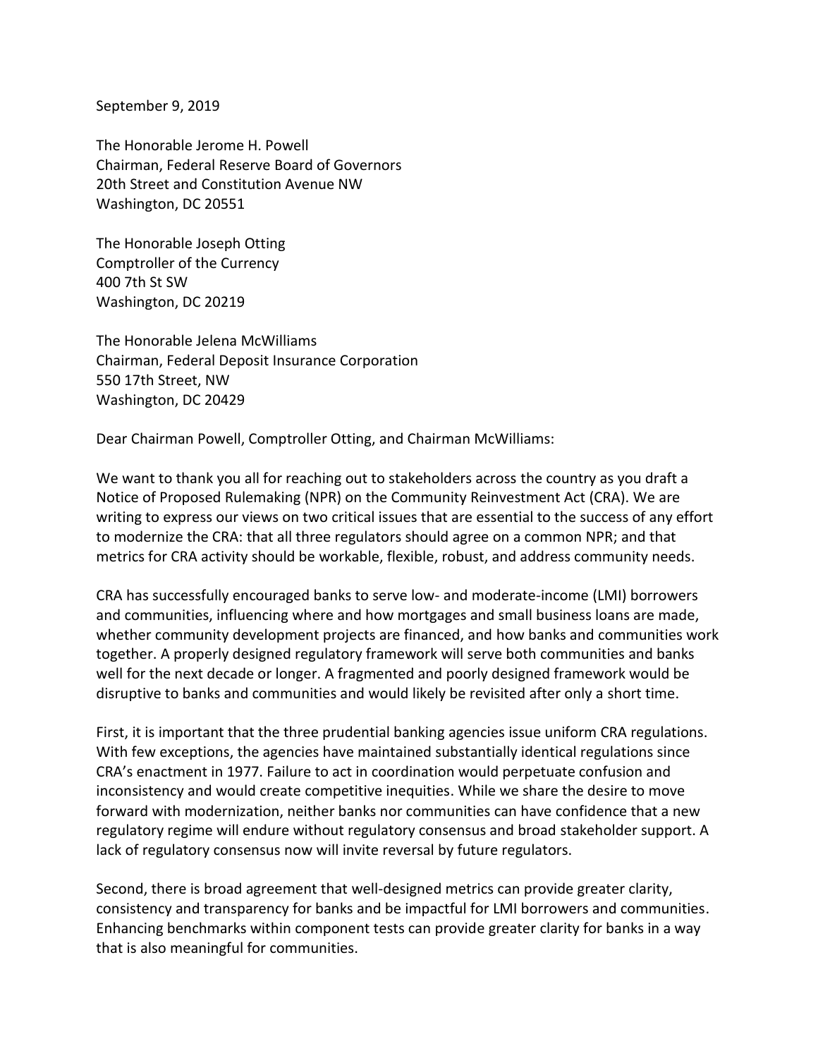September 9, 2019

The Honorable Jerome H. Powell
Chairman, Federal Reserve Board of Governors
20th Street and Constitution Avenue NW
Washington, DC 20551

The Honorable Joseph Otting
Comptroller of the Currency
400 7th St SW
Washington, DC 20219

The Honorable Jelena McWilliams
Chairman, Federal Deposit Insurance Corporation
550 17th Street, NW
Washington, DC 20429

Dear Chairman Powell, Comptroller Otting, and Chairman McWilliams:

We want to thank you all for reaching out to stakeholders across the country as you draft a Notice of Proposed Rulemaking (NPR) on the Community Reinvestment Act (CRA). We are writing to express our views on two critical issues that are essential to the success of any effort to modernize the CRA: that all three regulators should agree on a common NPR; and that metrics for CRA activity should be workable, flexible, robust, and address community needs.

CRA has successfully encouraged banks to serve low- and moderate-income (LMI) borrowers and communities, influencing where and how mortgages and small business loans are made, whether community development projects are financed, and how banks and communities work together. A properly designed regulatory framework will serve both communities and banks well for the next decade or longer. A fragmented and poorly designed framework would be disruptive to banks and communities and would likely be revisited after only a short time.

First, it is important that the three prudential banking agencies issue uniform CRA regulations. With few exceptions, the agencies have maintained substantially identical regulations since CRA's enactment in 1977. Failure to act in coordination would perpetuate confusion and inconsistency and would create competitive inequities. While we share the desire to move forward with modernization, neither banks nor communities can have confidence that a new regulatory regime will endure without regulatory consensus and broad stakeholder support. A lack of regulatory consensus now will invite reversal by future regulators.

Second, there is broad agreement that well-designed metrics can provide greater clarity, consistency and transparency for banks and be impactful for LMI borrowers and communities. Enhancing benchmarks within component tests can provide greater clarity for banks in a way that is also meaningful for communities.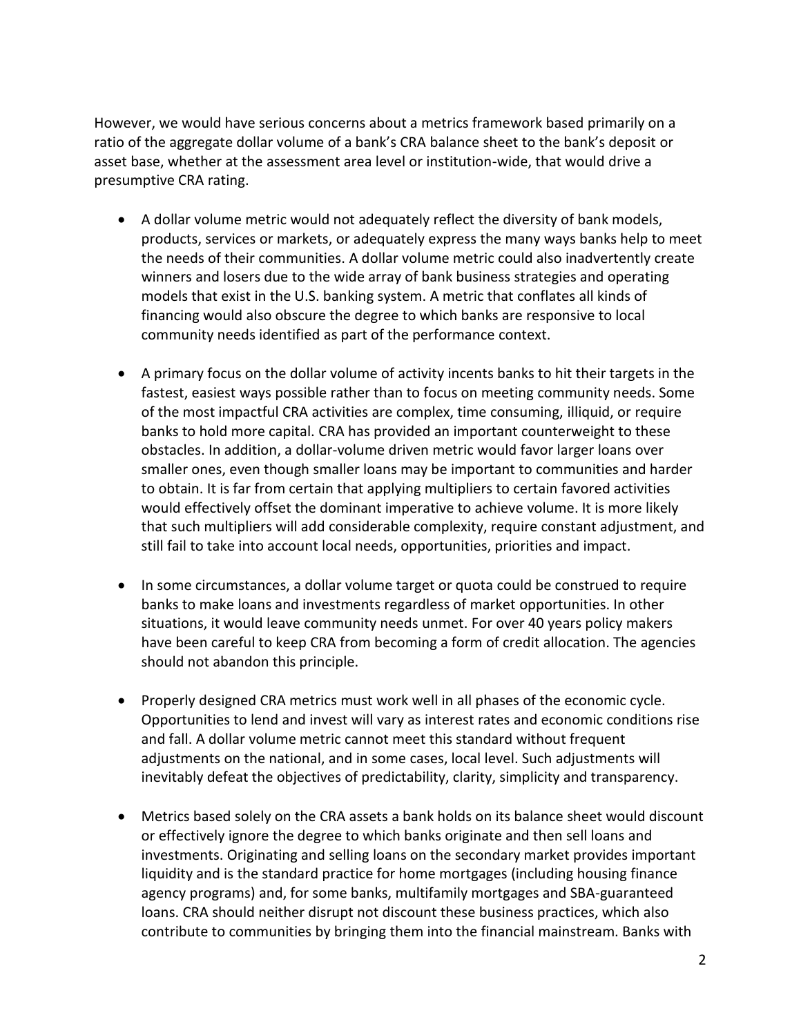However, we would have serious concerns about a metrics framework based primarily on a ratio of the aggregate dollar volume of a bank's CRA balance sheet to the bank's deposit or asset base, whether at the assessment area level or institution-wide, that would drive a presumptive CRA rating.

- A dollar volume metric would not adequately reflect the diversity of bank models, products, services or markets, or adequately express the many ways banks help to meet the needs of their communities. A dollar volume metric could also inadvertently create winners and losers due to the wide array of bank business strategies and operating models that exist in the U.S. banking system. A metric that conflates all kinds of financing would also obscure the degree to which banks are responsive to local community needs identified as part of the performance context.

- A primary focus on the dollar volume of activity incents banks to hit their targets in the fastest, easiest ways possible rather than to focus on meeting community needs. Some of the most impactful CRA activities are complex, time consuming, illiquid, or require banks to hold more capital. CRA has provided an important counterweight to these obstacles. In addition, a dollar-volume driven metric would favor larger loans over smaller ones, even though smaller loans may be important to communities and harder to obtain. It is far from certain that applying multipliers to certain favored activities would effectively offset the dominant imperative to achieve volume. It is more likely that such multipliers will add considerable complexity, require constant adjustment, and still fail to take into account local needs, opportunities, priorities and impact.

- In some circumstances, a dollar volume target or quota could be construed to require banks to make loans and investments regardless of market opportunities. In other situations, it would leave community needs unmet. For over 40 years policy makers have been careful to keep CRA from becoming a form of credit allocation. The agencies should not abandon this principle.

- Properly designed CRA metrics must work well in all phases of the economic cycle. Opportunities to lend and invest will vary as interest rates and economic conditions rise and fall. A dollar volume metric cannot meet this standard without frequent adjustments on the national, and in some cases, local level. Such adjustments will inevitably defeat the objectives of predictability, clarity, simplicity and transparency.

- Metrics based solely on the CRA assets a bank holds on its balance sheet would discount or effectively ignore the degree to which banks originate and then sell loans and investments. Originating and selling loans on the secondary market provides important liquidity and is the standard practice for home mortgages (including housing finance agency programs) and, for some banks, multifamily mortgages and SBA-guaranteed loans. CRA should neither disrupt not discount these business practices, which also contribute to communities by bringing them into the financial mainstream. Banks with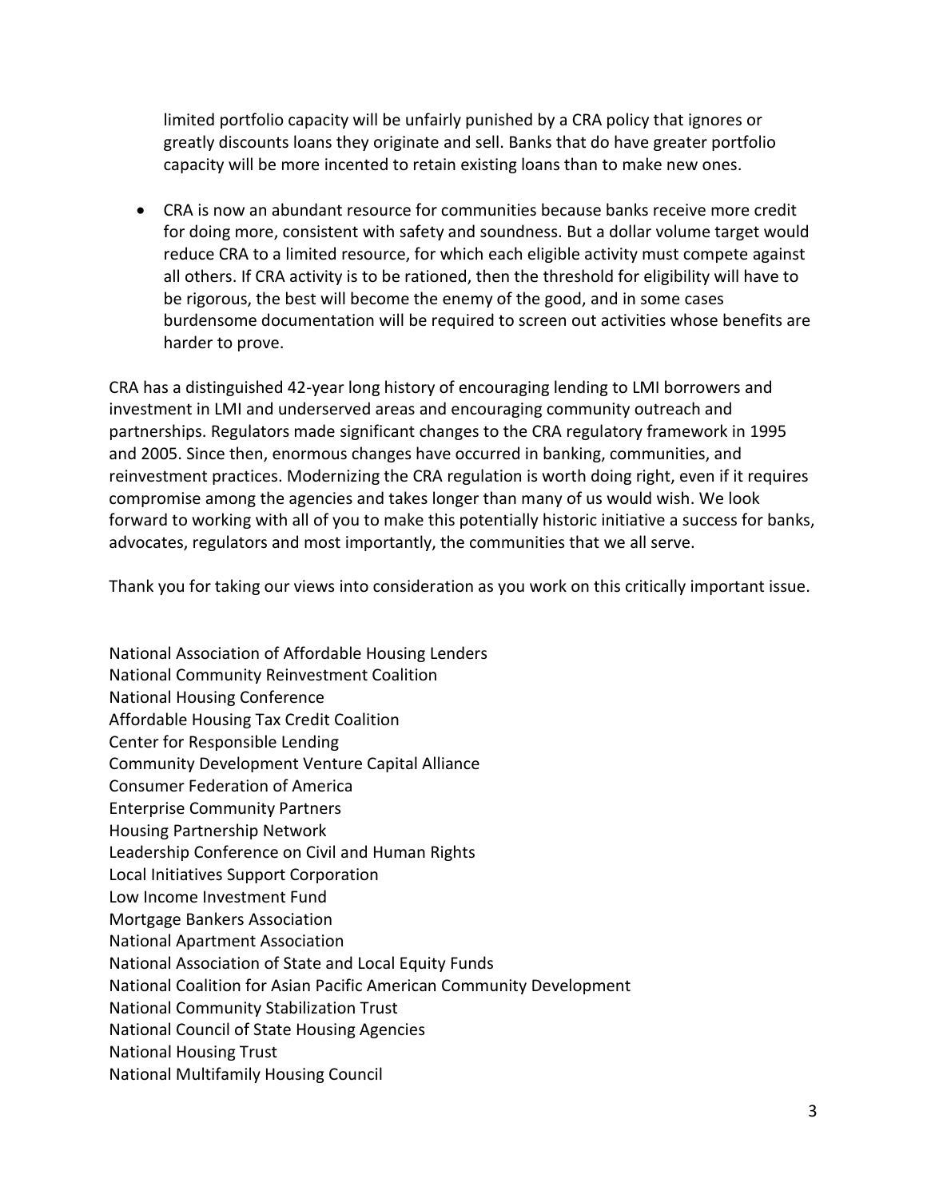limited portfolio capacity will be unfairly punished by a CRA policy that ignores or greatly discounts loans they originate and sell. Banks that do have greater portfolio capacity will be more incented to retain existing loans than to make new ones.

- CRA is now an abundant resource for communities because banks receive more credit for doing more, consistent with safety and soundness. But a dollar volume target would reduce CRA to a limited resource, for which each eligible activity must compete against all others. If CRA activity is to be rationed, then the threshold for eligibility will have to be rigorous, the best will become the enemy of the good, and in some cases burdensome documentation will be required to screen out activities whose benefits are harder to prove.

CRA has a distinguished 42-year long history of encouraging lending to LMI borrowers and investment in LMI and underserved areas and encouraging community outreach and partnerships. Regulators made significant changes to the CRA regulatory framework in 1995 and 2005. Since then, enormous changes have occurred in banking, communities, and reinvestment practices. Modernizing the CRA regulation is worth doing right, even if it requires compromise among the agencies and takes longer than many of us would wish. We look forward to working with all of you to make this potentially historic initiative a success for banks, advocates, regulators and most importantly, the communities that we all serve.

Thank you for taking our views into consideration as you work on this critically important issue.

National Association of Affordable Housing Lenders
National Community Reinvestment Coalition
National Housing Conference
Affordable Housing Tax Credit Coalition
Center for Responsible Lending
Community Development Venture Capital Alliance
Consumer Federation of America
Enterprise Community Partners
Housing Partnership Network
Leadership Conference on Civil and Human Rights
Local Initiatives Support Corporation
Low Income Investment Fund
Mortgage Bankers Association
National Apartment Association
National Association of State and Local Equity Funds
National Coalition for Asian Pacific American Community Development
National Community Stabilization Trust
National Council of State Housing Agencies
National Housing Trust
National Multifamily Housing Council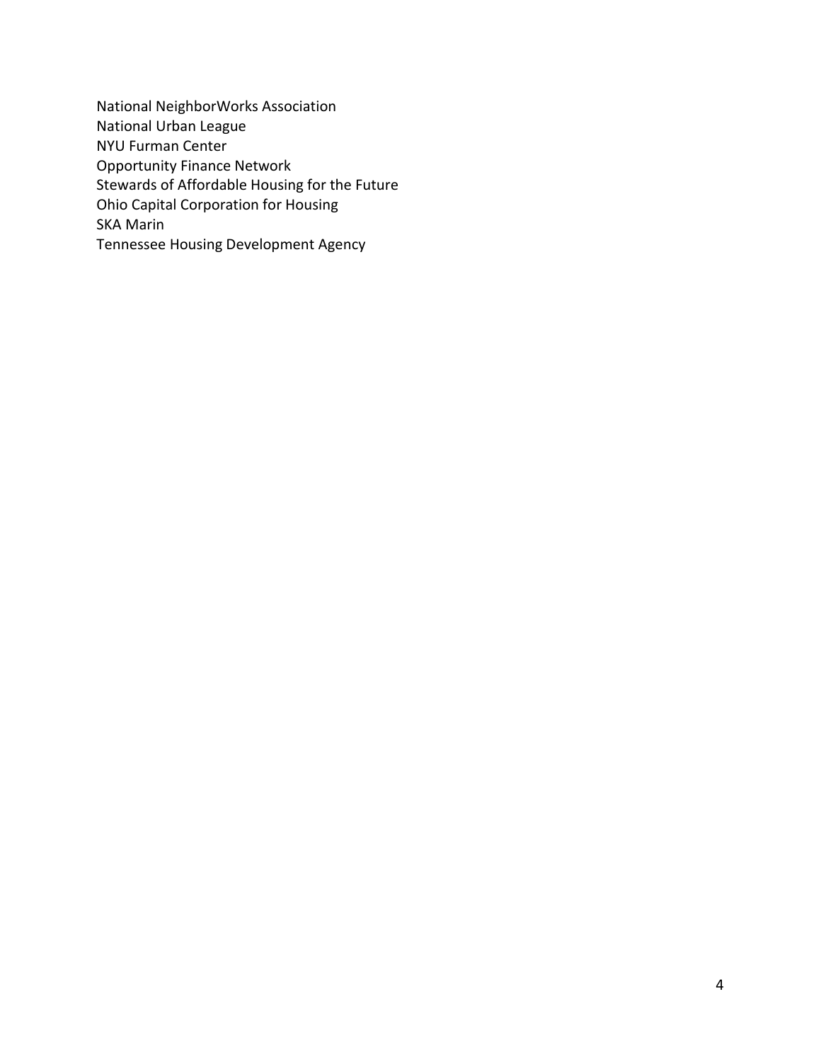National NeighborWorks Association
National Urban League
NYU Furman Center
Opportunity Finance Network
Stewards of Affordable Housing for the Future
Ohio Capital Corporation for Housing
SKA Marin
Tennessee Housing Development Agency